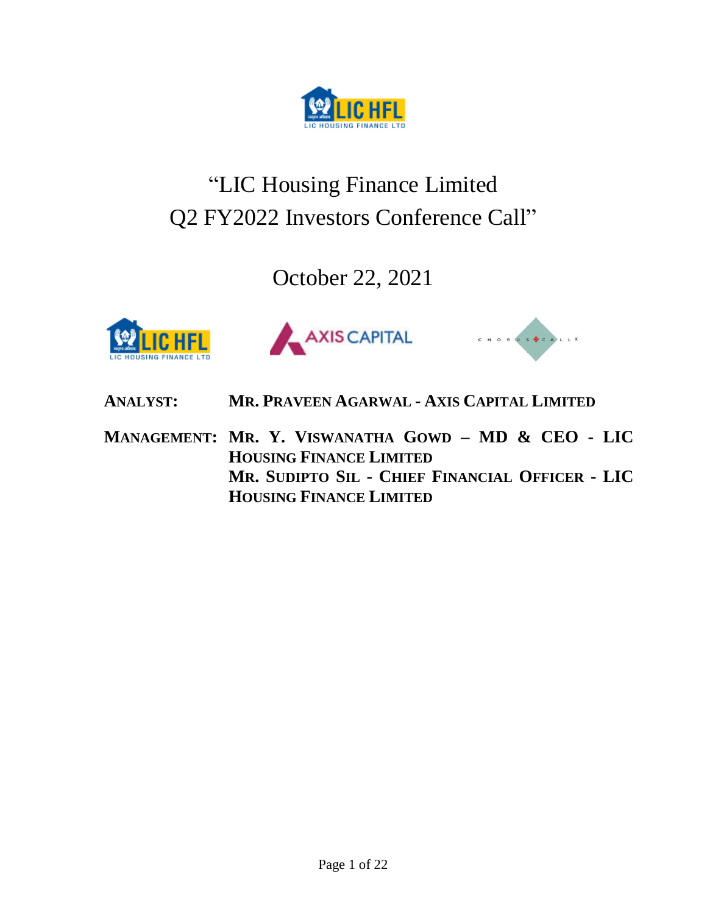# "LIC Housing Finance Limited Q2 FY2022 Investors Conference Call"

October 22, 2021

**ANALYST:** **MR. PRAVEEN AGARWAL - AXIS CAPITAL LIMITED**

**MANAGEMENT:** **MR. Y. VISWANATHA GOWD – MD & CEO - LIC HOUSING FINANCE LIMITED**
**MR. SUDIPTO SIL - CHIEF FINANCIAL OFFICER - LIC HOUSING FINANCE LIMITED**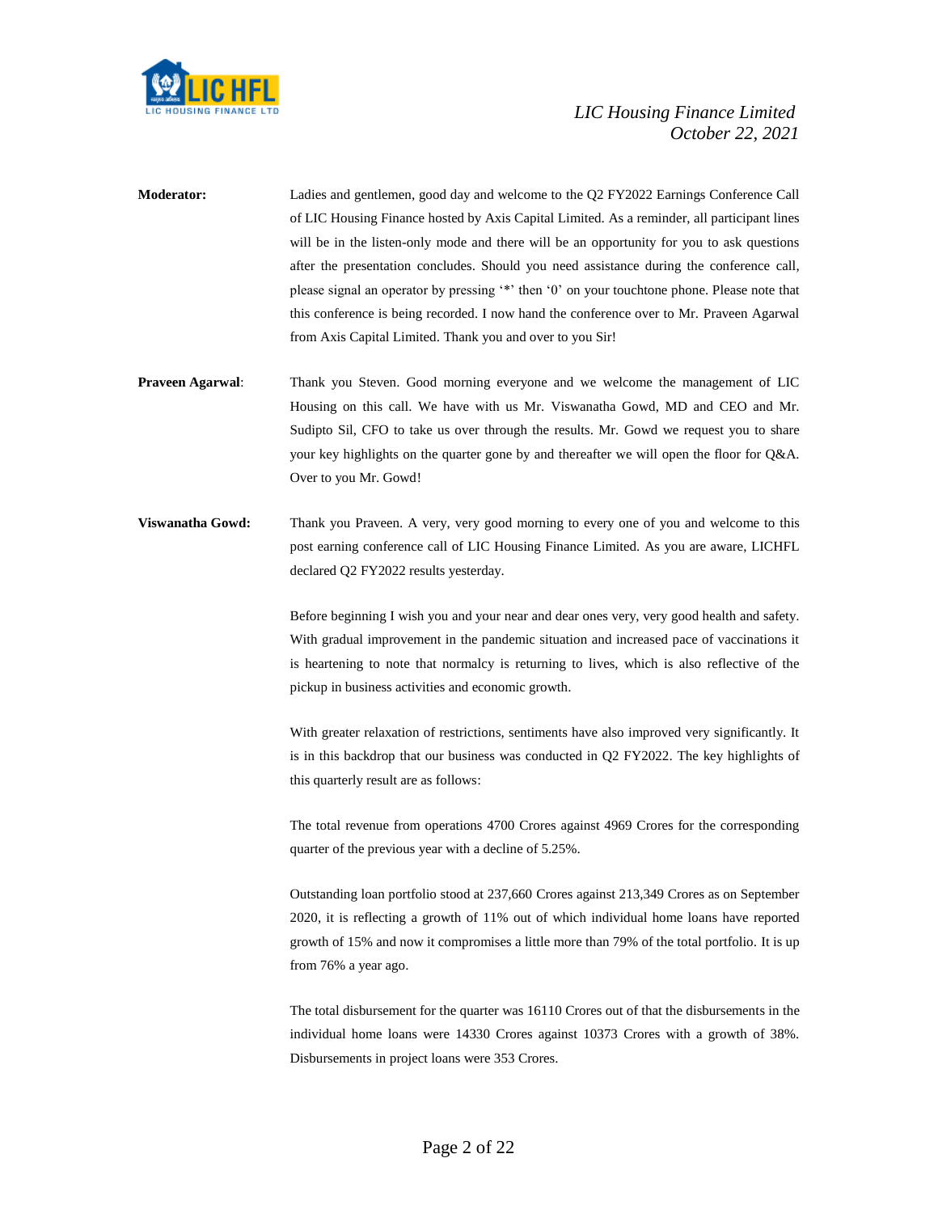**Moderator:** Ladies and gentlemen, good day and welcome to the Q2 FY2022 Earnings Conference Call of LIC Housing Finance hosted by Axis Capital Limited. As a reminder, all participant lines will be in the listen-only mode and there will be an opportunity for you to ask questions after the presentation concludes. Should you need assistance during the conference call, please signal an operator by pressing '*' then '0' on your touchtone phone. Please note that this conference is being recorded. I now hand the conference over to Mr. Praveen Agarwal from Axis Capital Limited. Thank you and over to you Sir!

**Praveen Agarwal**: Thank you Steven. Good morning everyone and we welcome the management of LIC Housing on this call. We have with us Mr. Viswanatha Gowd, MD and CEO and Mr. Sudipto Sil, CFO to take us over through the results. Mr. Gowd we request you to share your key highlights on the quarter gone by and thereafter we will open the floor for Q&A. Over to you Mr. Gowd!

**Viswanatha Gowd:** Thank you Praveen. A very, very good morning to every one of you and welcome to this post earning conference call of LIC Housing Finance Limited. As you are aware, LICHFL declared Q2 FY2022 results yesterday.

Before beginning I wish you and your near and dear ones very, very good health and safety. With gradual improvement in the pandemic situation and increased pace of vaccinations it is heartening to note that normalcy is returning to lives, which is also reflective of the pickup in business activities and economic growth.

With greater relaxation of restrictions, sentiments have also improved very significantly. It is in this backdrop that our business was conducted in Q2 FY2022. The key highlights of this quarterly result are as follows:

The total revenue from operations 4700 Crores against 4969 Crores for the corresponding quarter of the previous year with a decline of 5.25%.

Outstanding loan portfolio stood at 237,660 Crores against 213,349 Crores as on September 2020, it is reflecting a growth of 11% out of which individual home loans have reported growth of 15% and now it compromises a little more than 79% of the total portfolio. It is up from 76% a year ago.

The total disbursement for the quarter was 16110 Crores out of that the disbursements in the individual home loans were 14330 Crores against 10373 Crores with a growth of 38%. Disbursements in project loans were 353 Crores.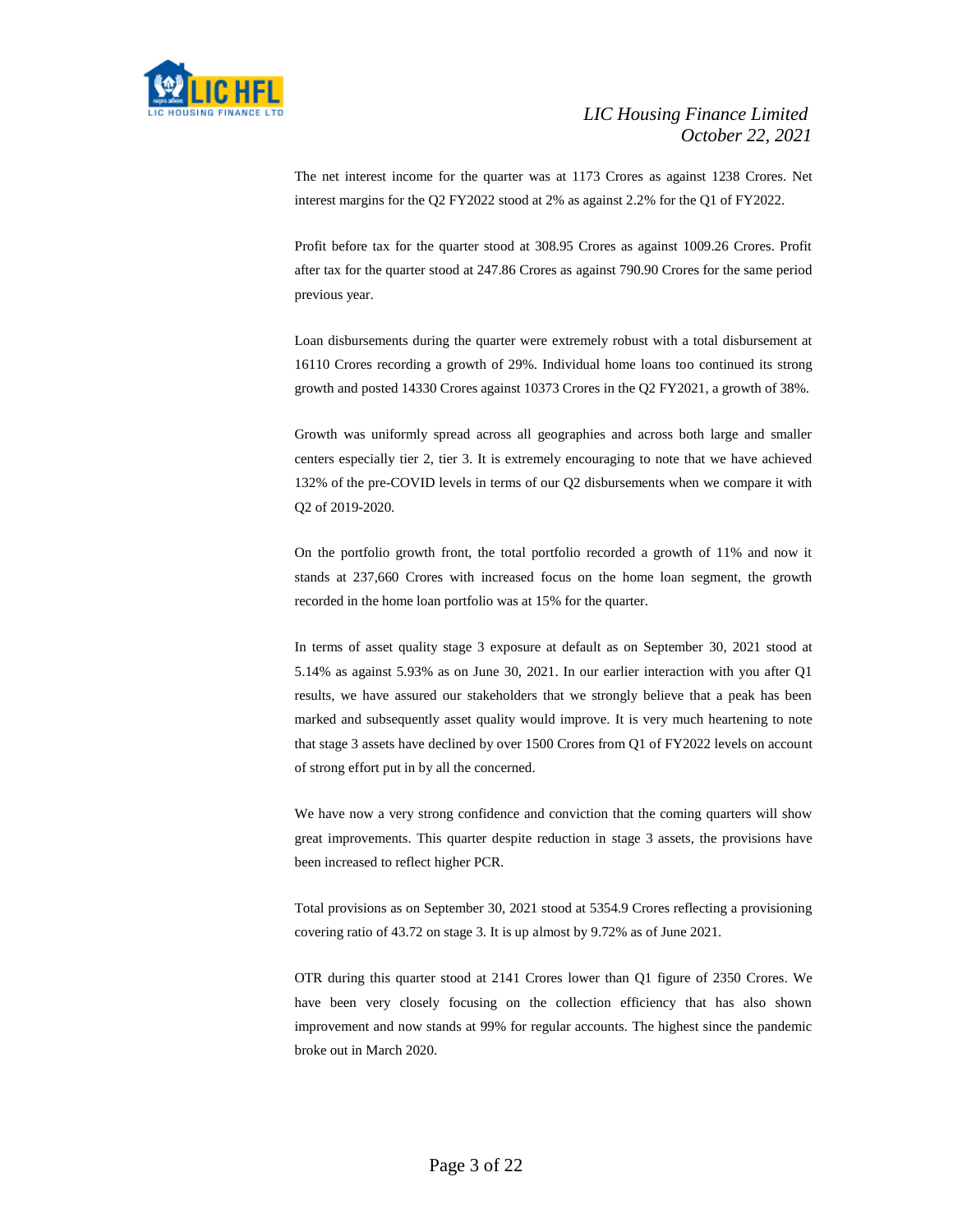The net interest income for the quarter was at 1173 Crores as against 1238 Crores. Net interest margins for the Q2 FY2022 stood at 2% as against 2.2% for the Q1 of FY2022.

Profit before tax for the quarter stood at 308.95 Crores as against 1009.26 Crores. Profit after tax for the quarter stood at 247.86 Crores as against 790.90 Crores for the same period previous year.

Loan disbursements during the quarter were extremely robust with a total disbursement at 16110 Crores recording a growth of 29%. Individual home loans too continued its strong growth and posted 14330 Crores against 10373 Crores in the Q2 FY2021, a growth of 38%.

Growth was uniformly spread across all geographies and across both large and smaller centers especially tier 2, tier 3. It is extremely encouraging to note that we have achieved 132% of the pre-COVID levels in terms of our Q2 disbursements when we compare it with Q2 of 2019-2020.

On the portfolio growth front, the total portfolio recorded a growth of 11% and now it stands at 237,660 Crores with increased focus on the home loan segment, the growth recorded in the home loan portfolio was at 15% for the quarter.

In terms of asset quality stage 3 exposure at default as on September 30, 2021 stood at 5.14% as against 5.93% as on June 30, 2021. In our earlier interaction with you after Q1 results, we have assured our stakeholders that we strongly believe that a peak has been marked and subsequently asset quality would improve. It is very much heartening to note that stage 3 assets have declined by over 1500 Crores from Q1 of FY2022 levels on account of strong effort put in by all the concerned.

We have now a very strong confidence and conviction that the coming quarters will show great improvements. This quarter despite reduction in stage 3 assets, the provisions have been increased to reflect higher PCR.

Total provisions as on September 30, 2021 stood at 5354.9 Crores reflecting a provisioning covering ratio of 43.72 on stage 3. It is up almost by 9.72% as of June 2021.

OTR during this quarter stood at 2141 Crores lower than Q1 figure of 2350 Crores. We have been very closely focusing on the collection efficiency that has also shown improvement and now stands at 99% for regular accounts. The highest since the pandemic broke out in March 2020.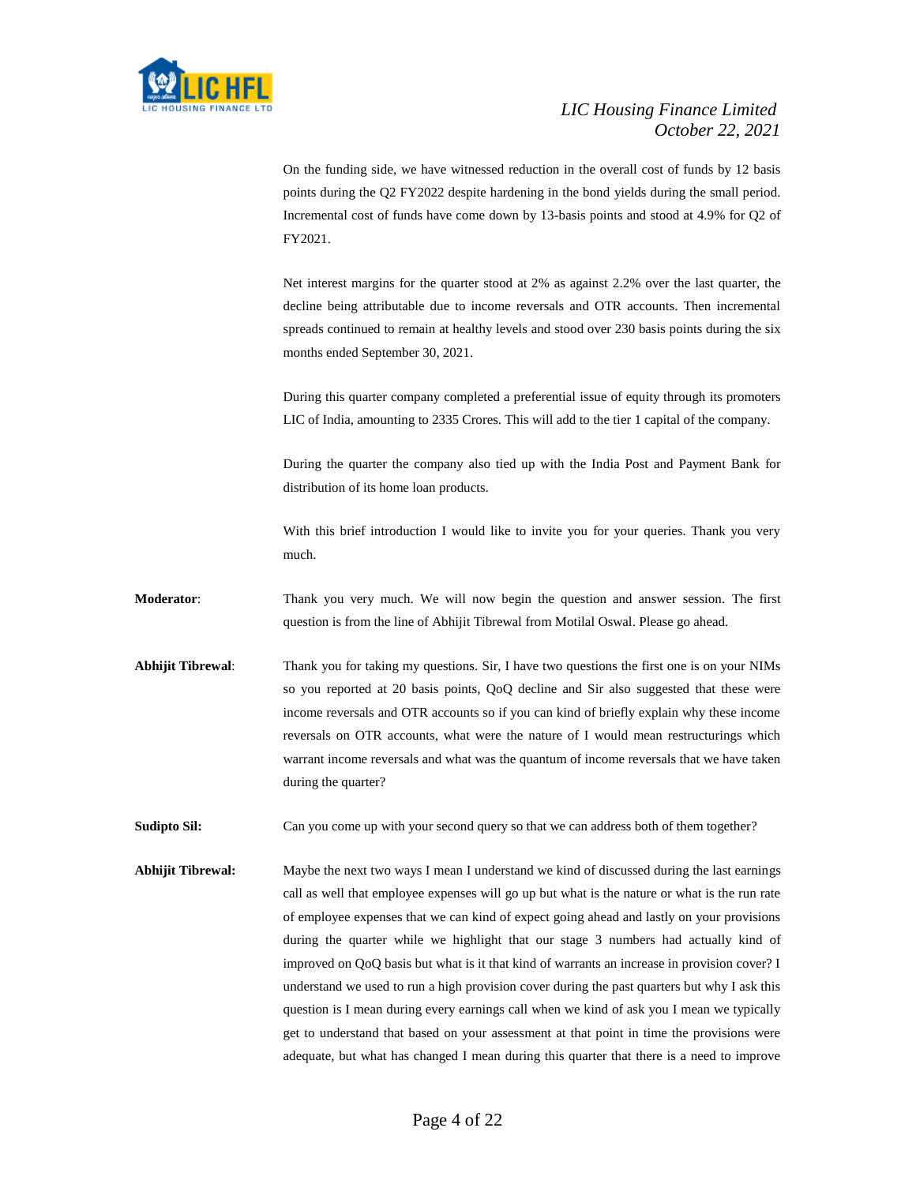On the funding side, we have witnessed reduction in the overall cost of funds by 12 basis points during the Q2 FY2022 despite hardening in the bond yields during the small period. Incremental cost of funds have come down by 13-basis points and stood at 4.9% for Q2 of FY2021.

Net interest margins for the quarter stood at 2% as against 2.2% over the last quarter, the decline being attributable due to income reversals and OTR accounts. Then incremental spreads continued to remain at healthy levels and stood over 230 basis points during the six months ended September 30, 2021.

During this quarter company completed a preferential issue of equity through its promoters LIC of India, amounting to 2335 Crores. This will add to the tier 1 capital of the company.

During the quarter the company also tied up with the India Post and Payment Bank for distribution of its home loan products.

With this brief introduction I would like to invite you for your queries. Thank you very much.

**Moderator**: Thank you very much. We will now begin the question and answer session. The first question is from the line of Abhijit Tibrewal from Motilal Oswal. Please go ahead.

**Abhijit Tibrewal**: Thank you for taking my questions. Sir, I have two questions the first one is on your NIMs so you reported at 20 basis points, QoQ decline and Sir also suggested that these were income reversals and OTR accounts so if you can kind of briefly explain why these income reversals on OTR accounts, what were the nature of I would mean restructurings which warrant income reversals and what was the quantum of income reversals that we have taken during the quarter?

**Sudipto Sil:** Can you come up with your second query so that we can address both of them together?

**Abhijit Tibrewal:** Maybe the next two ways I mean I understand we kind of discussed during the last earnings call as well that employee expenses will go up but what is the nature or what is the run rate of employee expenses that we can kind of expect going ahead and lastly on your provisions during the quarter while we highlight that our stage 3 numbers had actually kind of improved on QoQ basis but what is it that kind of warrants an increase in provision cover? I understand we used to run a high provision cover during the past quarters but why I ask this question is I mean during every earnings call when we kind of ask you I mean we typically get to understand that based on your assessment at that point in time the provisions were adequate, but what has changed I mean during this quarter that there is a need to improve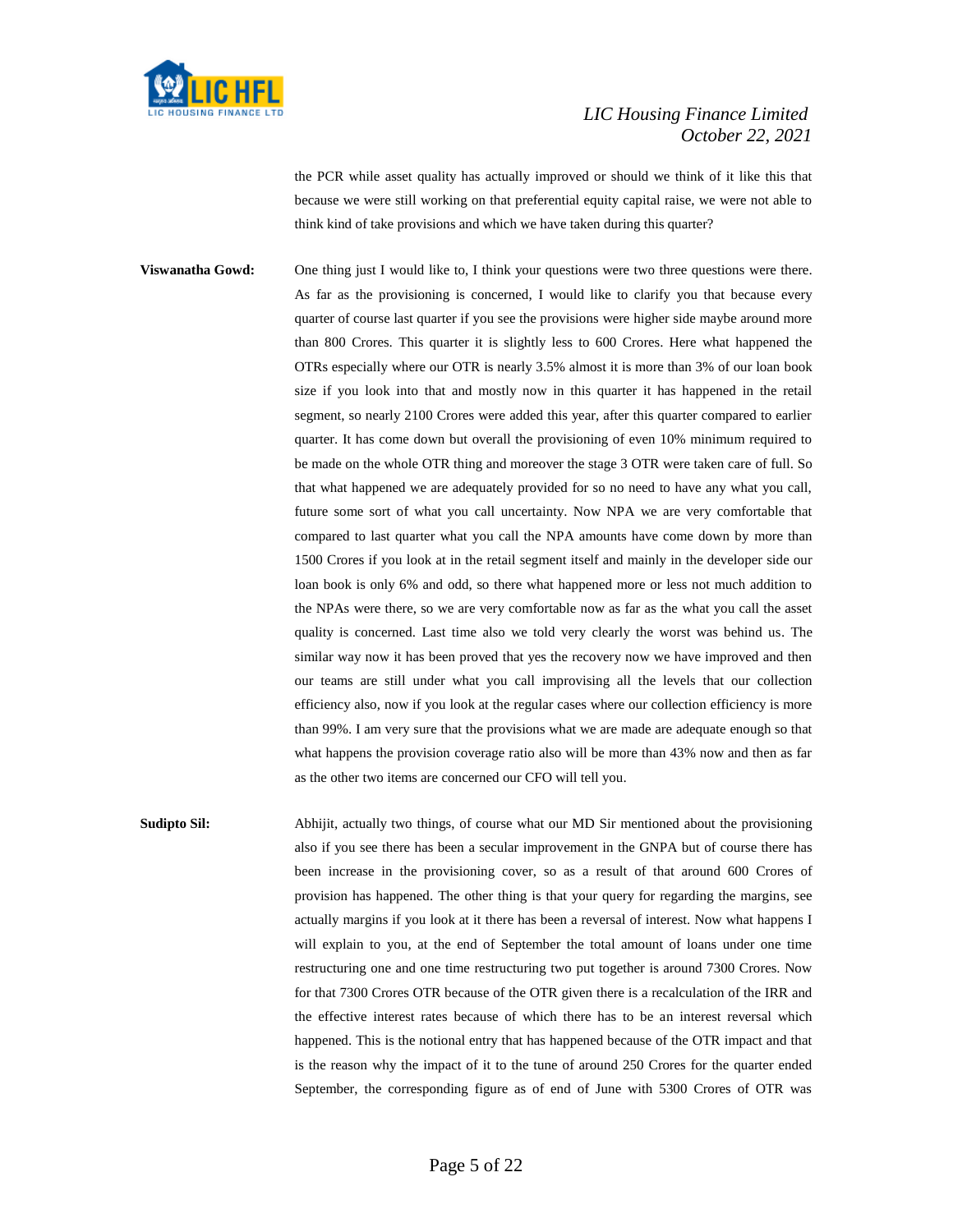the PCR while asset quality has actually improved or should we think of it like this that because we were still working on that preferential equity capital raise, we were not able to think kind of take provisions and which we have taken during this quarter?

**Viswanatha Gowd:** One thing just I would like to, I think your questions were two three questions were there. As far as the provisioning is concerned, I would like to clarify you that because every quarter of course last quarter if you see the provisions were higher side maybe around more than 800 Crores. This quarter it is slightly less to 600 Crores. Here what happened the OTRs especially where our OTR is nearly 3.5% almost it is more than 3% of our loan book size if you look into that and mostly now in this quarter it has happened in the retail segment, so nearly 2100 Crores were added this year, after this quarter compared to earlier quarter. It has come down but overall the provisioning of even 10% minimum required to be made on the whole OTR thing and moreover the stage 3 OTR were taken care of full. So that what happened we are adequately provided for so no need to have any what you call, future some sort of what you call uncertainty. Now NPA we are very comfortable that compared to last quarter what you call the NPA amounts have come down by more than 1500 Crores if you look at in the retail segment itself and mainly in the developer side our loan book is only 6% and odd, so there what happened more or less not much addition to the NPAs were there, so we are very comfortable now as far as the what you call the asset quality is concerned. Last time also we told very clearly the worst was behind us. The similar way now it has been proved that yes the recovery now we have improved and then our teams are still under what you call improvising all the levels that our collection efficiency also, now if you look at the regular cases where our collection efficiency is more than 99%. I am very sure that the provisions what we are made are adequate enough so that what happens the provision coverage ratio also will be more than 43% now and then as far as the other two items are concerned our CFO will tell you.

**Sudipto Sil:** Abhijit, actually two things, of course what our MD Sir mentioned about the provisioning also if you see there has been a secular improvement in the GNPA but of course there has been increase in the provisioning cover, so as a result of that around 600 Crores of provision has happened. The other thing is that your query for regarding the margins, see actually margins if you look at it there has been a reversal of interest. Now what happens I will explain to you, at the end of September the total amount of loans under one time restructuring one and one time restructuring two put together is around 7300 Crores. Now for that 7300 Crores OTR because of the OTR given there is a recalculation of the IRR and the effective interest rates because of which there has to be an interest reversal which happened. This is the notional entry that has happened because of the OTR impact and that is the reason why the impact of it to the tune of around 250 Crores for the quarter ended September, the corresponding figure as of end of June with 5300 Crores of OTR was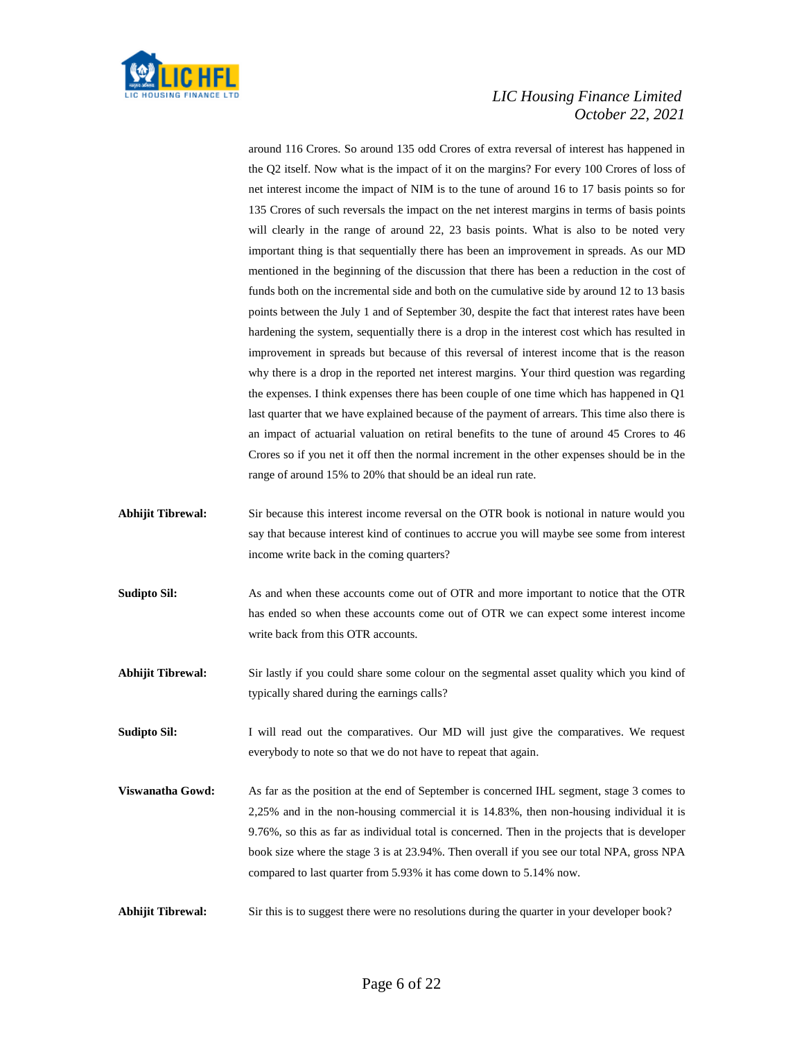around 116 Crores. So around 135 odd Crores of extra reversal of interest has happened in the Q2 itself. Now what is the impact of it on the margins? For every 100 Crores of loss of net interest income the impact of NIM is to the tune of around 16 to 17 basis points so for 135 Crores of such reversals the impact on the net interest margins in terms of basis points will clearly in the range of around 22, 23 basis points. What is also to be noted very important thing is that sequentially there has been an improvement in spreads. As our MD mentioned in the beginning of the discussion that there has been a reduction in the cost of funds both on the incremental side and both on the cumulative side by around 12 to 13 basis points between the July 1 and of September 30, despite the fact that interest rates have been hardening the system, sequentially there is a drop in the interest cost which has resulted in improvement in spreads but because of this reversal of interest income that is the reason why there is a drop in the reported net interest margins. Your third question was regarding the expenses. I think expenses there has been couple of one time which has happened in Q1 last quarter that we have explained because of the payment of arrears. This time also there is an impact of actuarial valuation on retiral benefits to the tune of around 45 Crores to 46 Crores so if you net it off then the normal increment in the other expenses should be in the range of around 15% to 20% that should be an ideal run rate.

**Abhijit Tibrewal:** Sir because this interest income reversal on the OTR book is notional in nature would you say that because interest kind of continues to accrue you will maybe see some from interest income write back in the coming quarters?

**Sudipto Sil:** As and when these accounts come out of OTR and more important to notice that the OTR has ended so when these accounts come out of OTR we can expect some interest income write back from this OTR accounts.

**Abhijit Tibrewal:** Sir lastly if you could share some colour on the segmental asset quality which you kind of typically shared during the earnings calls?

**Sudipto Sil:** I will read out the comparatives. Our MD will just give the comparatives. We request everybody to note so that we do not have to repeat that again.

**Viswanatha Gowd:** As far as the position at the end of September is concerned IHL segment, stage 3 comes to 2,25% and in the non-housing commercial it is 14.83%, then non-housing individual it is 9.76%, so this as far as individual total is concerned. Then in the projects that is developer book size where the stage 3 is at 23.94%. Then overall if you see our total NPA, gross NPA compared to last quarter from 5.93% it has come down to 5.14% now.

**Abhijit Tibrewal:** Sir this is to suggest there were no resolutions during the quarter in your developer book?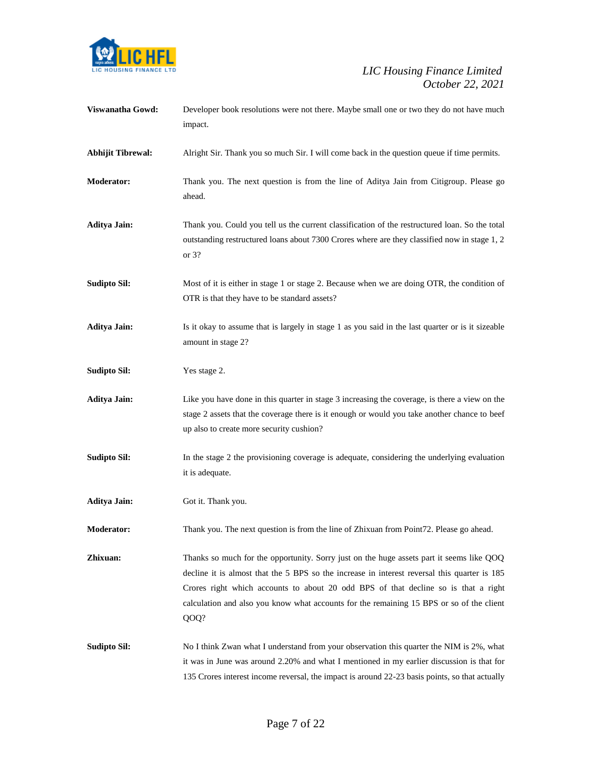**Viswanatha Gowd:** Developer book resolutions were not there. Maybe small one or two they do not have much impact.

**Abhijit Tibrewal:** Alright Sir. Thank you so much Sir. I will come back in the question queue if time permits.

**Moderator:** Thank you. The next question is from the line of Aditya Jain from Citigroup. Please go ahead.

**Aditya Jain:** Thank you. Could you tell us the current classification of the restructured loan. So the total outstanding restructured loans about 7300 Crores where are they classified now in stage 1, 2 or 3?

**Sudipto Sil:** Most of it is either in stage 1 or stage 2. Because when we are doing OTR, the condition of OTR is that they have to be standard assets?

**Aditya Jain:** Is it okay to assume that is largely in stage 1 as you said in the last quarter or is it sizeable amount in stage 2?

**Sudipto Sil:** Yes stage 2.

**Aditya Jain:** Like you have done in this quarter in stage 3 increasing the coverage, is there a view on the stage 2 assets that the coverage there is it enough or would you take another chance to beef up also to create more security cushion?

**Sudipto Sil:** In the stage 2 the provisioning coverage is adequate, considering the underlying evaluation it is adequate.

**Aditya Jain:** Got it. Thank you.

**Moderator:** Thank you. The next question is from the line of Zhixuan from Point72. Please go ahead.

**Zhixuan:** Thanks so much for the opportunity. Sorry just on the huge assets part it seems like QOQ decline it is almost that the 5 BPS so the increase in interest reversal this quarter is 185 Crores right which accounts to about 20 odd BPS of that decline so is that a right calculation and also you know what accounts for the remaining 15 BPS or so of the client QOQ?

**Sudipto Sil:** No I think Zwan what I understand from your observation this quarter the NIM is 2%, what it was in June was around 2.20% and what I mentioned in my earlier discussion is that for 135 Crores interest income reversal, the impact is around 22-23 basis points, so that actually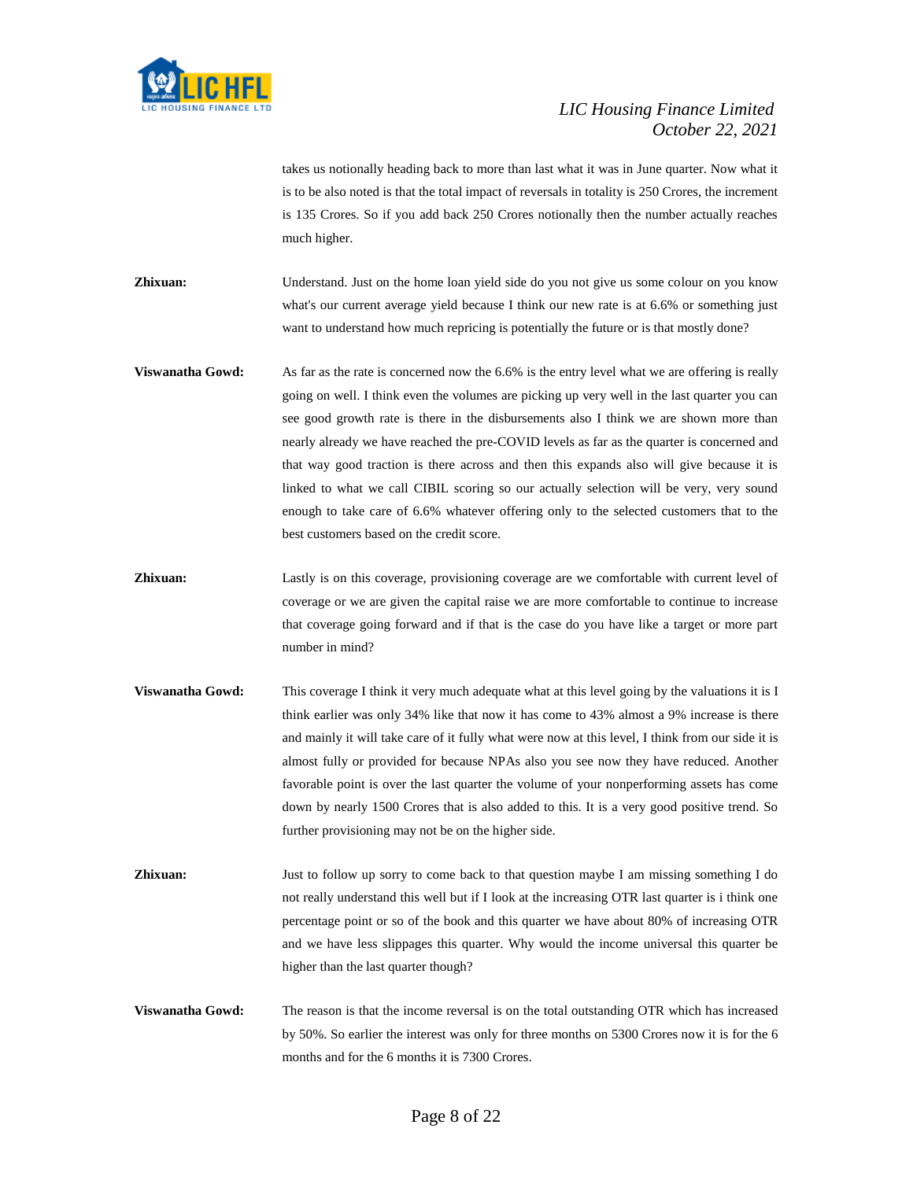takes us notionally heading back to more than last what it was in June quarter. Now what it is to be also noted is that the total impact of reversals in totality is 250 Crores, the increment is 135 Crores. So if you add back 250 Crores notionally then the number actually reaches much higher.

**Zhixuan:** Understand. Just on the home loan yield side do you not give us some colour on you know what's our current average yield because I think our new rate is at 6.6% or something just want to understand how much repricing is potentially the future or is that mostly done?

**Viswanatha Gowd:** As far as the rate is concerned now the 6.6% is the entry level what we are offering is really going on well. I think even the volumes are picking up very well in the last quarter you can see good growth rate is there in the disbursements also I think we are shown more than nearly already we have reached the pre-COVID levels as far as the quarter is concerned and that way good traction is there across and then this expands also will give because it is linked to what we call CIBIL scoring so our actually selection will be very, very sound enough to take care of 6.6% whatever offering only to the selected customers that to the best customers based on the credit score.

**Zhixuan:** Lastly is on this coverage, provisioning coverage are we comfortable with current level of coverage or we are given the capital raise we are more comfortable to continue to increase that coverage going forward and if that is the case do you have like a target or more part number in mind?

**Viswanatha Gowd:** This coverage I think it very much adequate what at this level going by the valuations it is I think earlier was only 34% like that now it has come to 43% almost a 9% increase is there and mainly it will take care of it fully what were now at this level, I think from our side it is almost fully or provided for because NPAs also you see now they have reduced. Another favorable point is over the last quarter the volume of your nonperforming assets has come down by nearly 1500 Crores that is also added to this. It is a very good positive trend. So further provisioning may not be on the higher side.

**Zhixuan:** Just to follow up sorry to come back to that question maybe I am missing something I do not really understand this well but if I look at the increasing OTR last quarter is i think one percentage point or so of the book and this quarter we have about 80% of increasing OTR and we have less slippages this quarter. Why would the income universal this quarter be higher than the last quarter though?

**Viswanatha Gowd:** The reason is that the income reversal is on the total outstanding OTR which has increased by 50%. So earlier the interest was only for three months on 5300 Crores now it is for the 6 months and for the 6 months it is 7300 Crores.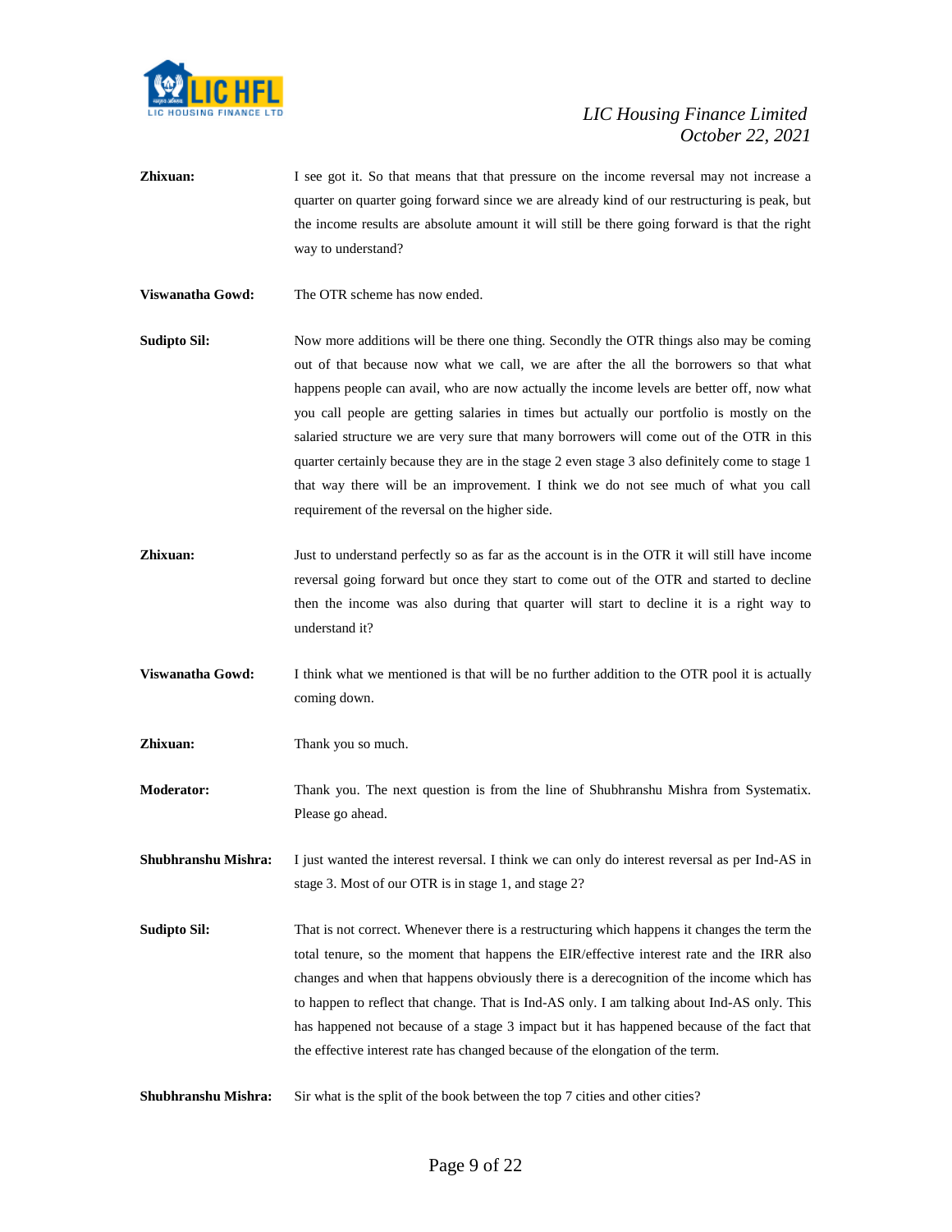**Zhixuan:** I see got it. So that means that that pressure on the income reversal may not increase a quarter on quarter going forward since we are already kind of our restructuring is peak, but the income results are absolute amount it will still be there going forward is that the right way to understand?

**Viswanatha Gowd:** The OTR scheme has now ended.

**Sudipto Sil:** Now more additions will be there one thing. Secondly the OTR things also may be coming out of that because now what we call, we are after the all the borrowers so that what happens people can avail, who are now actually the income levels are better off, now what you call people are getting salaries in times but actually our portfolio is mostly on the salaried structure we are very sure that many borrowers will come out of the OTR in this quarter certainly because they are in the stage 2 even stage 3 also definitely come to stage 1 that way there will be an improvement. I think we do not see much of what you call requirement of the reversal on the higher side.

**Zhixuan:** Just to understand perfectly so as far as the account is in the OTR it will still have income reversal going forward but once they start to come out of the OTR and started to decline then the income was also during that quarter will start to decline it is a right way to understand it?

**Viswanatha Gowd:** I think what we mentioned is that will be no further addition to the OTR pool it is actually coming down.

**Zhixuan:** Thank you so much.

**Moderator:** Thank you. The next question is from the line of Shubhranshu Mishra from Systematix. Please go ahead.

**Shubhranshu Mishra:** I just wanted the interest reversal. I think we can only do interest reversal as per Ind-AS in stage 3. Most of our OTR is in stage 1, and stage 2?

**Sudipto Sil:** That is not correct. Whenever there is a restructuring which happens it changes the term the total tenure, so the moment that happens the EIR/effective interest rate and the IRR also changes and when that happens obviously there is a derecognition of the income which has to happen to reflect that change. That is Ind-AS only. I am talking about Ind-AS only. This has happened not because of a stage 3 impact but it has happened because of the fact that the effective interest rate has changed because of the elongation of the term.

**Shubhranshu Mishra:** Sir what is the split of the book between the top 7 cities and other cities?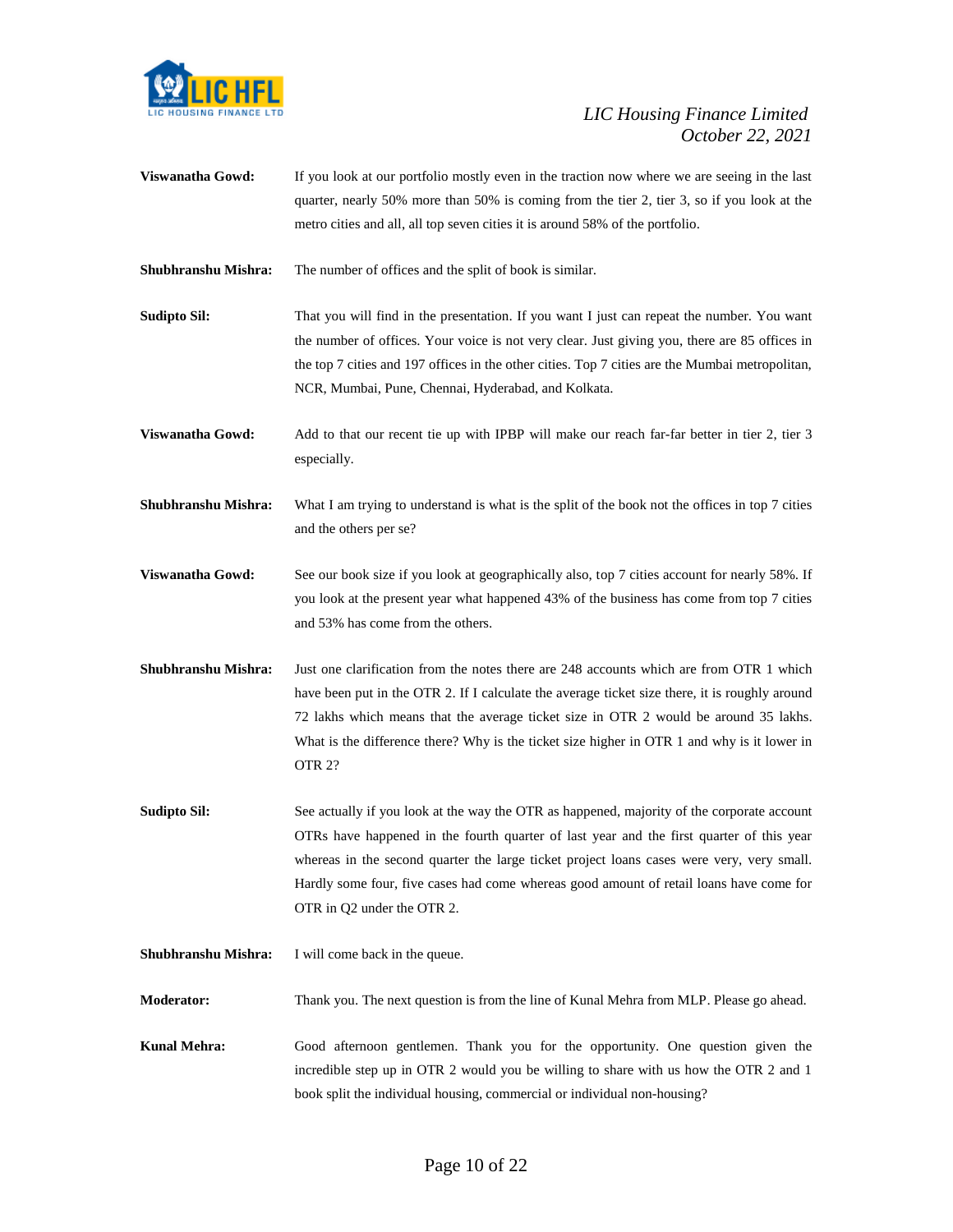**Viswanatha Gowd:** If you look at our portfolio mostly even in the traction now where we are seeing in the last quarter, nearly 50% more than 50% is coming from the tier 2, tier 3, so if you look at the metro cities and all, all top seven cities it is around 58% of the portfolio.

**Shubhranshu Mishra:** The number of offices and the split of book is similar.

**Sudipto Sil:** That you will find in the presentation. If you want I just can repeat the number. You want the number of offices. Your voice is not very clear. Just giving you, there are 85 offices in the top 7 cities and 197 offices in the other cities. Top 7 cities are the Mumbai metropolitan, NCR, Mumbai, Pune, Chennai, Hyderabad, and Kolkata.

**Viswanatha Gowd:** Add to that our recent tie up with IPBP will make our reach far-far better in tier 2, tier 3 especially.

**Shubhranshu Mishra:** What I am trying to understand is what is the split of the book not the offices in top 7 cities and the others per se?

**Viswanatha Gowd:** See our book size if you look at geographically also, top 7 cities account for nearly 58%. If you look at the present year what happened 43% of the business has come from top 7 cities and 53% has come from the others.

**Shubhranshu Mishra:** Just one clarification from the notes there are 248 accounts which are from OTR 1 which have been put in the OTR 2. If I calculate the average ticket size there, it is roughly around 72 lakhs which means that the average ticket size in OTR 2 would be around 35 lakhs. What is the difference there? Why is the ticket size higher in OTR 1 and why is it lower in OTR 2?

**Sudipto Sil:** See actually if you look at the way the OTR as happened, majority of the corporate account OTRs have happened in the fourth quarter of last year and the first quarter of this year whereas in the second quarter the large ticket project loans cases were very, very small. Hardly some four, five cases had come whereas good amount of retail loans have come for OTR in Q2 under the OTR 2.

**Shubhranshu Mishra:** I will come back in the queue.

**Moderator:** Thank you. The next question is from the line of Kunal Mehra from MLP. Please go ahead.

**Kunal Mehra:** Good afternoon gentlemen. Thank you for the opportunity. One question given the incredible step up in OTR 2 would you be willing to share with us how the OTR 2 and 1 book split the individual housing, commercial or individual non-housing?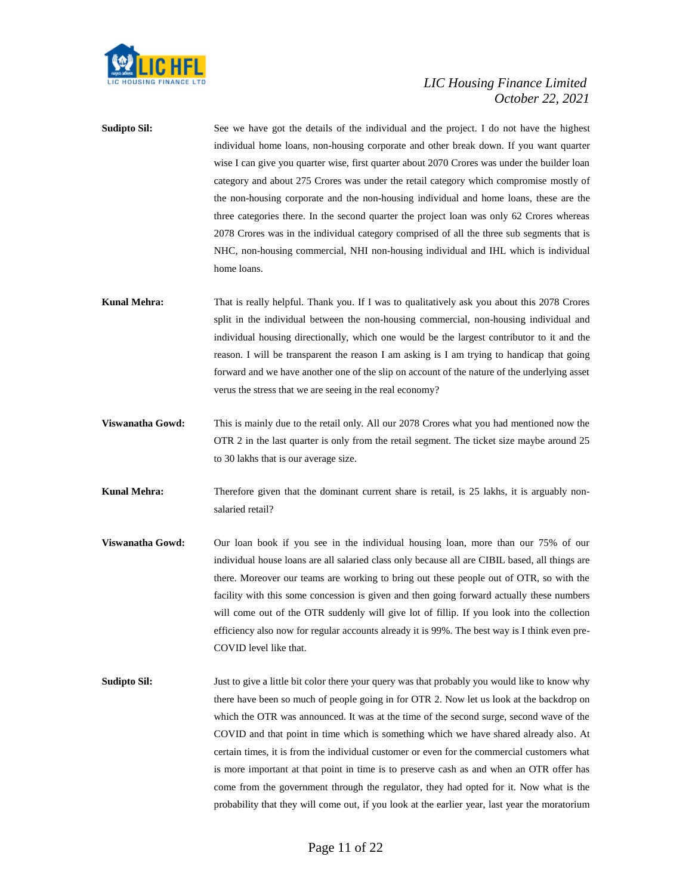**Sudipto Sil:** See we have got the details of the individual and the project. I do not have the highest individual home loans, non-housing corporate and other break down. If you want quarter wise I can give you quarter wise, first quarter about 2070 Crores was under the builder loan category and about 275 Crores was under the retail category which compromise mostly of the non-housing corporate and the non-housing individual and home loans, these are the three categories there. In the second quarter the project loan was only 62 Crores whereas 2078 Crores was in the individual category comprised of all the three sub segments that is NHC, non-housing commercial, NHI non-housing individual and IHL which is individual home loans.

**Kunal Mehra:** That is really helpful. Thank you. If I was to qualitatively ask you about this 2078 Crores split in the individual between the non-housing commercial, non-housing individual and individual housing directionally, which one would be the largest contributor to it and the reason. I will be transparent the reason I am asking is I am trying to handicap that going forward and we have another one of the slip on account of the nature of the underlying asset verus the stress that we are seeing in the real economy?

**Viswanatha Gowd:** This is mainly due to the retail only. All our 2078 Crores what you had mentioned now the OTR 2 in the last quarter is only from the retail segment. The ticket size maybe around 25 to 30 lakhs that is our average size.

**Kunal Mehra:** Therefore given that the dominant current share is retail, is 25 lakhs, it is arguably non-salaried retail?

**Viswanatha Gowd:** Our loan book if you see in the individual housing loan, more than our 75% of our individual house loans are all salaried class only because all are CIBIL based, all things are there. Moreover our teams are working to bring out these people out of OTR, so with the facility with this some concession is given and then going forward actually these numbers will come out of the OTR suddenly will give lot of fillip. If you look into the collection efficiency also now for regular accounts already it is 99%. The best way is I think even pre-COVID level like that.

**Sudipto Sil:** Just to give a little bit color there your query was that probably you would like to know why there have been so much of people going in for OTR 2. Now let us look at the backdrop on which the OTR was announced. It was at the time of the second surge, second wave of the COVID and that point in time which is something which we have shared already also. At certain times, it is from the individual customer or even for the commercial customers what is more important at that point in time is to preserve cash as and when an OTR offer has come from the government through the regulator, they had opted for it. Now what is the probability that they will come out, if you look at the earlier year, last year the moratorium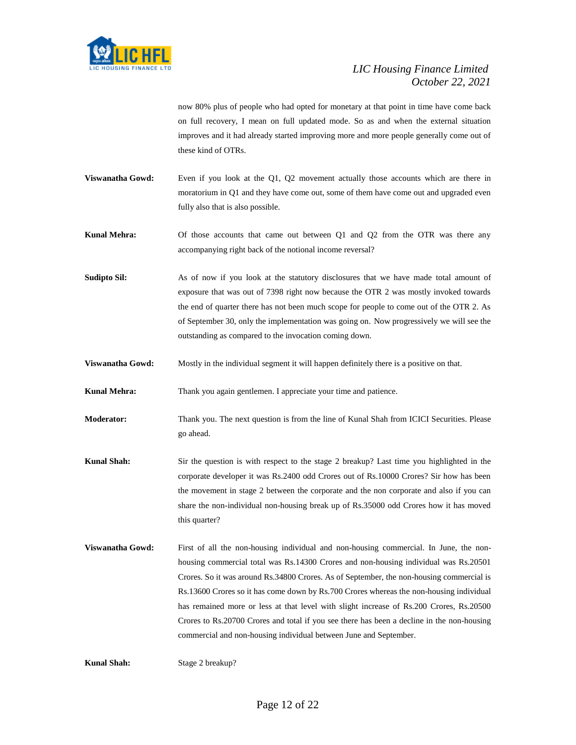now 80% plus of people who had opted for monetary at that point in time have come back on full recovery, I mean on full updated mode. So as and when the external situation improves and it had already started improving more and more people generally come out of these kind of OTRs.

**Viswanatha Gowd:** Even if you look at the Q1, Q2 movement actually those accounts which are there in moratorium in Q1 and they have come out, some of them have come out and upgraded even fully also that is also possible.

**Kunal Mehra:** Of those accounts that came out between Q1 and Q2 from the OTR was there any accompanying right back of the notional income reversal?

**Sudipto Sil:** As of now if you look at the statutory disclosures that we have made total amount of exposure that was out of 7398 right now because the OTR 2 was mostly invoked towards the end of quarter there has not been much scope for people to come out of the OTR 2. As of September 30, only the implementation was going on. Now progressively we will see the outstanding as compared to the invocation coming down.

**Viswanatha Gowd:** Mostly in the individual segment it will happen definitely there is a positive on that.

**Kunal Mehra:** Thank you again gentlemen. I appreciate your time and patience.

**Moderator:** Thank you. The next question is from the line of Kunal Shah from ICICI Securities. Please go ahead.

**Kunal Shah:** Sir the question is with respect to the stage 2 breakup? Last time you highlighted in the corporate developer it was Rs.2400 odd Crores out of Rs.10000 Crores? Sir how has been the movement in stage 2 between the corporate and the non corporate and also if you can share the non-individual non-housing break up of Rs.35000 odd Crores how it has moved this quarter?

**Viswanatha Gowd:** First of all the non-housing individual and non-housing commercial. In June, the non-housing commercial total was Rs.14300 Crores and non-housing individual was Rs.20501 Crores. So it was around Rs.34800 Crores. As of September, the non-housing commercial is Rs.13600 Crores so it has come down by Rs.700 Crores whereas the non-housing individual has remained more or less at that level with slight increase of Rs.200 Crores, Rs.20500 Crores to Rs.20700 Crores and total if you see there has been a decline in the non-housing commercial and non-housing individual between June and September.

**Kunal Shah:** Stage 2 breakup?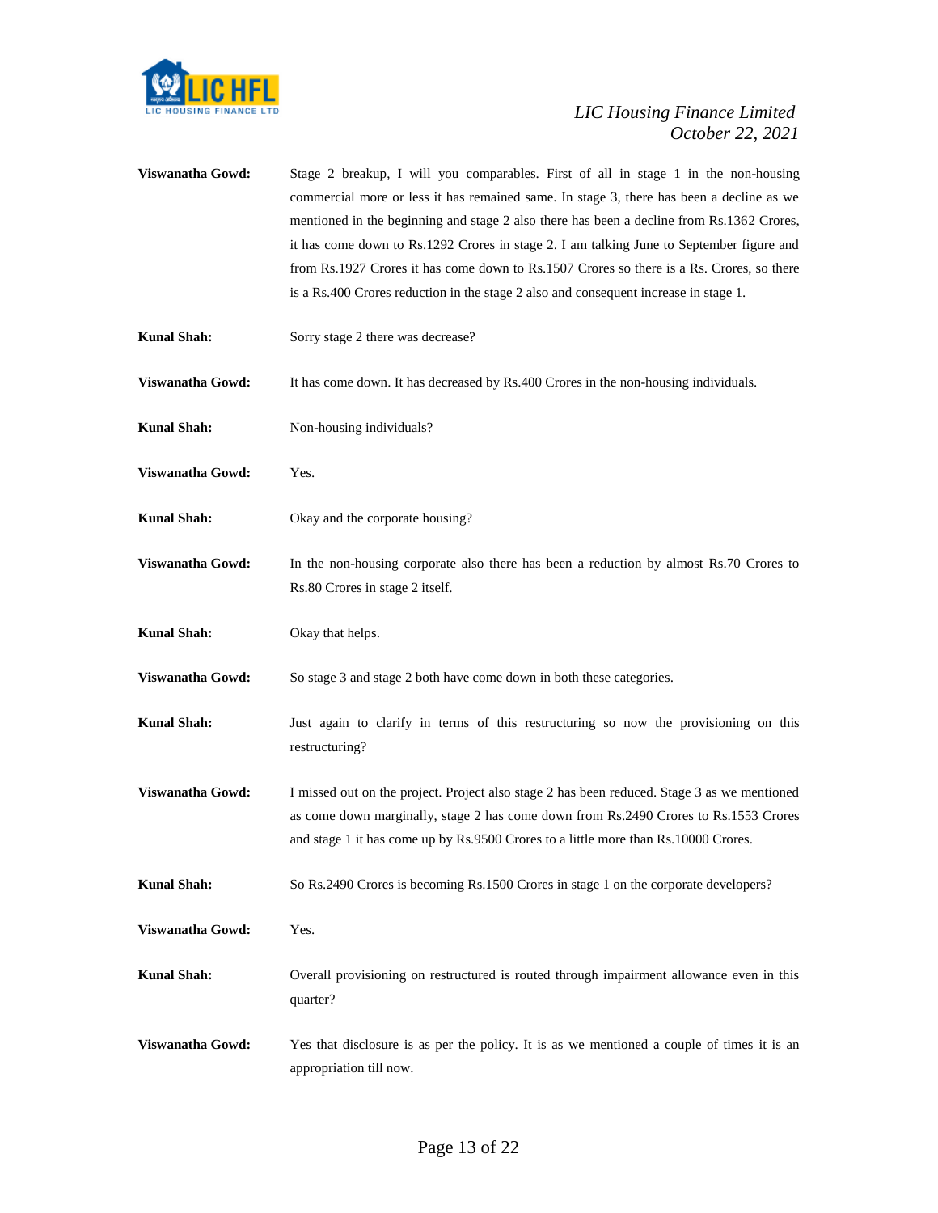**Viswanatha Gowd:** Stage 2 breakup, I will you comparables. First of all in stage 1 in the non-housing commercial more or less it has remained same. In stage 3, there has been a decline as we mentioned in the beginning and stage 2 also there has been a decline from Rs.1362 Crores, it has come down to Rs.1292 Crores in stage 2. I am talking June to September figure and from Rs.1927 Crores it has come down to Rs.1507 Crores so there is a Rs. Crores, so there is a Rs.400 Crores reduction in the stage 2 also and consequent increase in stage 1.

**Kunal Shah:** Sorry stage 2 there was decrease?

**Viswanatha Gowd:** It has come down. It has decreased by Rs.400 Crores in the non-housing individuals.

**Kunal Shah:** Non-housing individuals?

**Viswanatha Gowd:** Yes.

**Kunal Shah:** Okay and the corporate housing?

**Viswanatha Gowd:** In the non-housing corporate also there has been a reduction by almost Rs.70 Crores to Rs.80 Crores in stage 2 itself.

**Kunal Shah:** Okay that helps.

**Viswanatha Gowd:** So stage 3 and stage 2 both have come down in both these categories.

**Kunal Shah:** Just again to clarify in terms of this restructuring so now the provisioning on this restructuring?

**Viswanatha Gowd:** I missed out on the project. Project also stage 2 has been reduced. Stage 3 as we mentioned as come down marginally, stage 2 has come down from Rs.2490 Crores to Rs.1553 Crores and stage 1 it has come up by Rs.9500 Crores to a little more than Rs.10000 Crores.

**Kunal Shah:** So Rs.2490 Crores is becoming Rs.1500 Crores in stage 1 on the corporate developers?

**Viswanatha Gowd:** Yes.

**Kunal Shah:** Overall provisioning on restructured is routed through impairment allowance even in this quarter?

**Viswanatha Gowd:** Yes that disclosure is as per the policy. It is as we mentioned a couple of times it is an appropriation till now.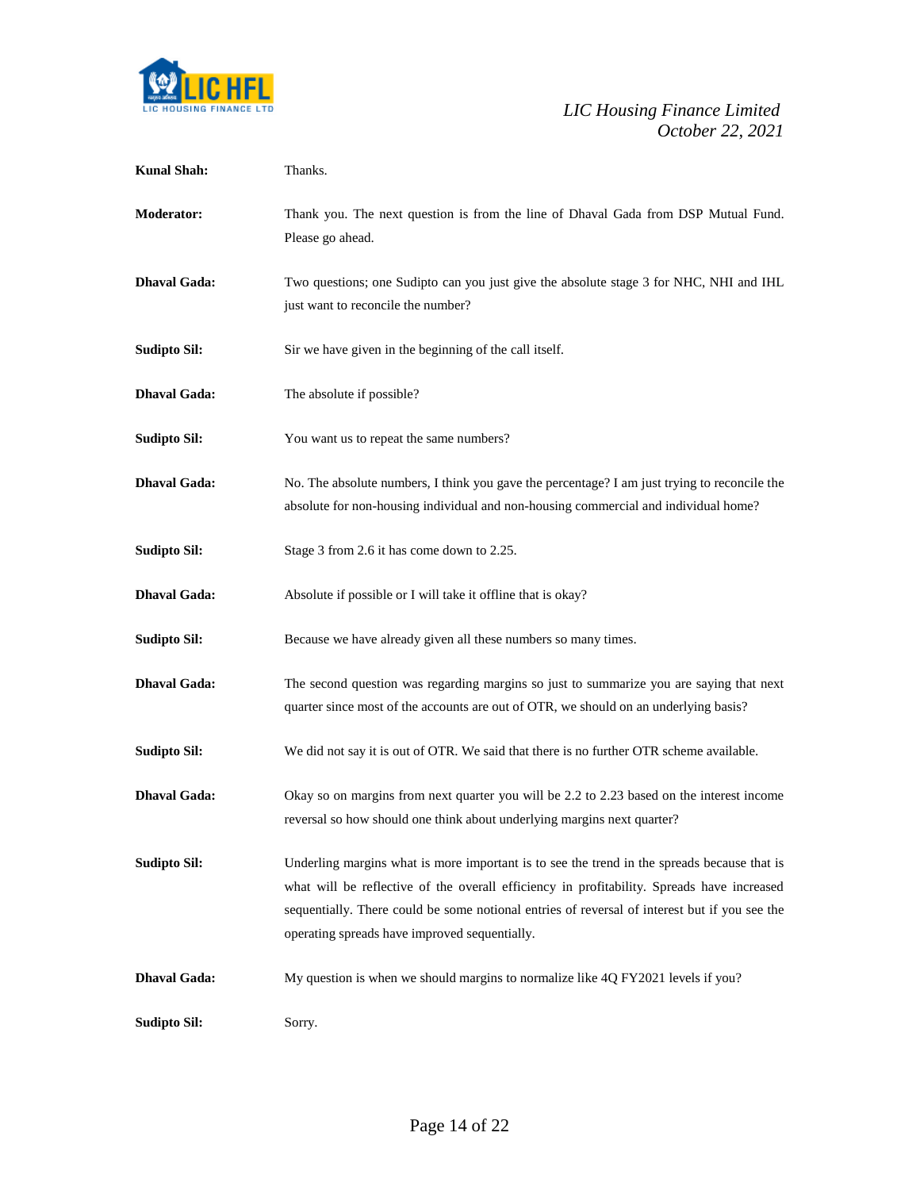**Kunal Shah:** Thanks.

**Moderator:** Thank you. The next question is from the line of Dhaval Gada from DSP Mutual Fund. Please go ahead.

**Dhaval Gada:** Two questions; one Sudipto can you just give the absolute stage 3 for NHC, NHI and IHL just want to reconcile the number?

**Sudipto Sil:** Sir we have given in the beginning of the call itself.

**Dhaval Gada:** The absolute if possible?

**Sudipto Sil:** You want us to repeat the same numbers?

**Dhaval Gada:** No. The absolute numbers, I think you gave the percentage? I am just trying to reconcile the absolute for non-housing individual and non-housing commercial and individual home?

**Sudipto Sil:** Stage 3 from 2.6 it has come down to 2.25.

**Dhaval Gada:** Absolute if possible or I will take it offline that is okay?

**Sudipto Sil:** Because we have already given all these numbers so many times.

**Dhaval Gada:** The second question was regarding margins so just to summarize you are saying that next quarter since most of the accounts are out of OTR, we should on an underlying basis?

**Sudipto Sil:** We did not say it is out of OTR. We said that there is no further OTR scheme available.

**Dhaval Gada:** Okay so on margins from next quarter you will be 2.2 to 2.23 based on the interest income reversal so how should one think about underlying margins next quarter?

**Sudipto Sil:** Underling margins what is more important is to see the trend in the spreads because that is what will be reflective of the overall efficiency in profitability. Spreads have increased sequentially. There could be some notional entries of reversal of interest but if you see the operating spreads have improved sequentially.

**Dhaval Gada:** My question is when we should margins to normalize like 4Q FY2021 levels if you?

**Sudipto Sil:** Sorry.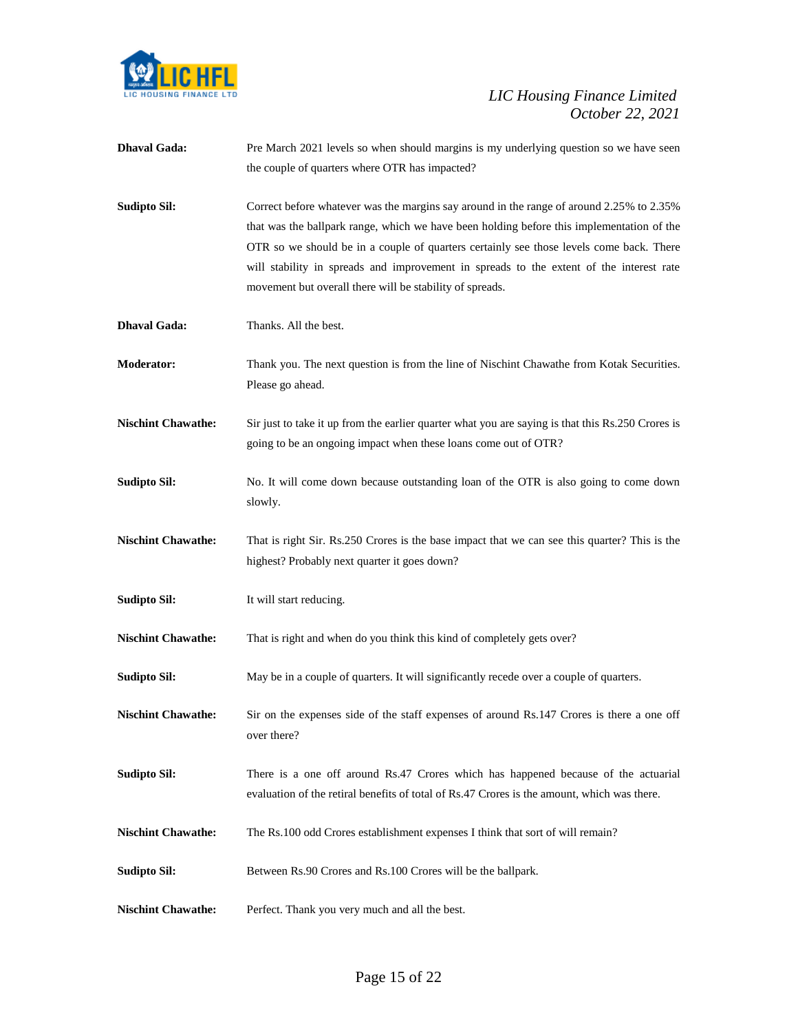**Dhaval Gada:** Pre March 2021 levels so when should margins is my underlying question so we have seen the couple of quarters where OTR has impacted?

**Sudipto Sil:** Correct before whatever was the margins say around in the range of around 2.25% to 2.35% that was the ballpark range, which we have been holding before this implementation of the OTR so we should be in a couple of quarters certainly see those levels come back. There will stability in spreads and improvement in spreads to the extent of the interest rate movement but overall there will be stability of spreads.

**Dhaval Gada:** Thanks. All the best.

**Moderator:** Thank you. The next question is from the line of Nischint Chawathe from Kotak Securities. Please go ahead.

**Nischint Chawathe:** Sir just to take it up from the earlier quarter what you are saying is that this Rs.250 Crores is going to be an ongoing impact when these loans come out of OTR?

**Sudipto Sil:** No. It will come down because outstanding loan of the OTR is also going to come down slowly.

**Nischint Chawathe:** That is right Sir. Rs.250 Crores is the base impact that we can see this quarter? This is the highest? Probably next quarter it goes down?

**Sudipto Sil:** It will start reducing.

**Nischint Chawathe:** That is right and when do you think this kind of completely gets over?

**Sudipto Sil:** May be in a couple of quarters. It will significantly recede over a couple of quarters.

**Nischint Chawathe:** Sir on the expenses side of the staff expenses of around Rs.147 Crores is there a one off over there?

**Sudipto Sil:** There is a one off around Rs.47 Crores which has happened because of the actuarial evaluation of the retiral benefits of total of Rs.47 Crores is the amount, which was there.

**Nischint Chawathe:** The Rs.100 odd Crores establishment expenses I think that sort of will remain?

**Sudipto Sil:** Between Rs.90 Crores and Rs.100 Crores will be the ballpark.

**Nischint Chawathe:** Perfect. Thank you very much and all the best.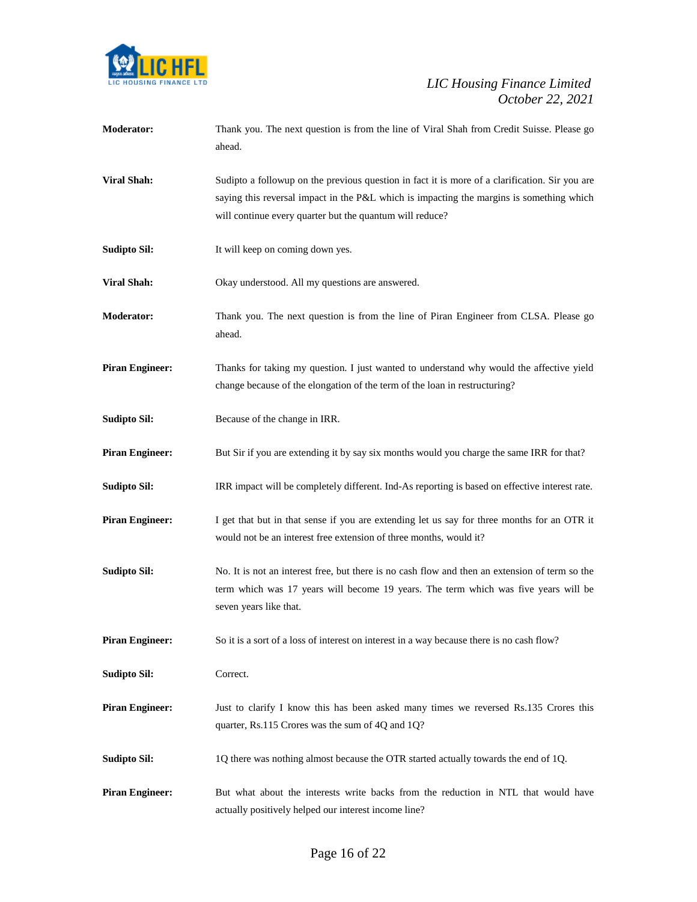**Moderator:** Thank you. The next question is from the line of Viral Shah from Credit Suisse. Please go ahead.

**Viral Shah:** Sudipto a followup on the previous question in fact it is more of a clarification. Sir you are saying this reversal impact in the P&L which is impacting the margins is something which will continue every quarter but the quantum will reduce?

**Sudipto Sil:** It will keep on coming down yes.

**Viral Shah:** Okay understood. All my questions are answered.

**Moderator:** Thank you. The next question is from the line of Piran Engineer from CLSA. Please go ahead.

**Piran Engineer:** Thanks for taking my question. I just wanted to understand why would the affective yield change because of the elongation of the term of the loan in restructuring?

**Sudipto Sil:** Because of the change in IRR.

**Piran Engineer:** But Sir if you are extending it by say six months would you charge the same IRR for that?

**Sudipto Sil:** IRR impact will be completely different. Ind-As reporting is based on effective interest rate.

**Piran Engineer:** I get that but in that sense if you are extending let us say for three months for an OTR it would not be an interest free extension of three months, would it?

**Sudipto Sil:** No. It is not an interest free, but there is no cash flow and then an extension of term so the term which was 17 years will become 19 years. The term which was five years will be seven years like that.

**Piran Engineer:** So it is a sort of a loss of interest on interest in a way because there is no cash flow?

**Sudipto Sil:** Correct.

**Piran Engineer:** Just to clarify I know this has been asked many times we reversed Rs.135 Crores this quarter, Rs.115 Crores was the sum of 4Q and 1Q?

**Sudipto Sil:** 1Q there was nothing almost because the OTR started actually towards the end of 1Q.

**Piran Engineer:** But what about the interests write backs from the reduction in NTL that would have actually positively helped our interest income line?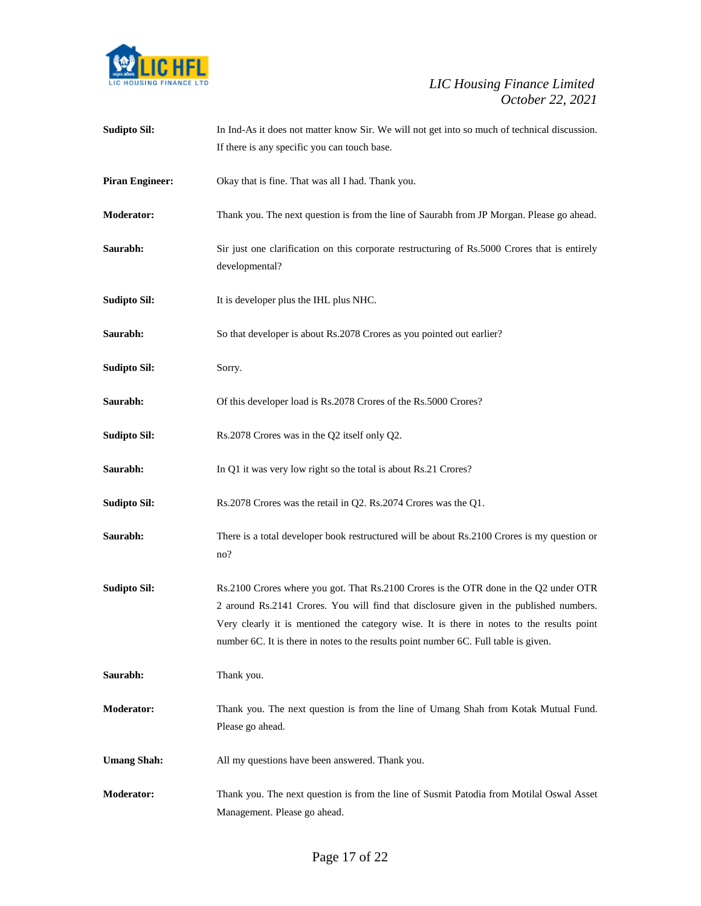**Sudipto Sil:** In Ind-As it does not matter know Sir. We will not get into so much of technical discussion. If there is any specific you can touch base.

**Piran Engineer:** Okay that is fine. That was all I had. Thank you.

**Moderator:** Thank you. The next question is from the line of Saurabh from JP Morgan. Please go ahead.

**Saurabh:** Sir just one clarification on this corporate restructuring of Rs.5000 Crores that is entirely developmental?

**Sudipto Sil:** It is developer plus the IHL plus NHC.

**Saurabh:** So that developer is about Rs.2078 Crores as you pointed out earlier?

**Sudipto Sil:** Sorry.

**Saurabh:** Of this developer load is Rs.2078 Crores of the Rs.5000 Crores?

**Sudipto Sil:** Rs.2078 Crores was in the Q2 itself only Q2.

**Saurabh:** In Q1 it was very low right so the total is about Rs.21 Crores?

**Sudipto Sil:** Rs.2078 Crores was the retail in Q2. Rs.2074 Crores was the Q1.

**Saurabh:** There is a total developer book restructured will be about Rs.2100 Crores is my question or no?

**Sudipto Sil:** Rs.2100 Crores where you got. That Rs.2100 Crores is the OTR done in the Q2 under OTR 2 around Rs.2141 Crores. You will find that disclosure given in the published numbers. Very clearly it is mentioned the category wise. It is there in notes to the results point number 6C. It is there in notes to the results point number 6C. Full table is given.

**Saurabh:** Thank you.

**Moderator:** Thank you. The next question is from the line of Umang Shah from Kotak Mutual Fund. Please go ahead.

**Umang Shah:** All my questions have been answered. Thank you.

**Moderator:** Thank you. The next question is from the line of Susmit Patodia from Motilal Oswal Asset Management. Please go ahead.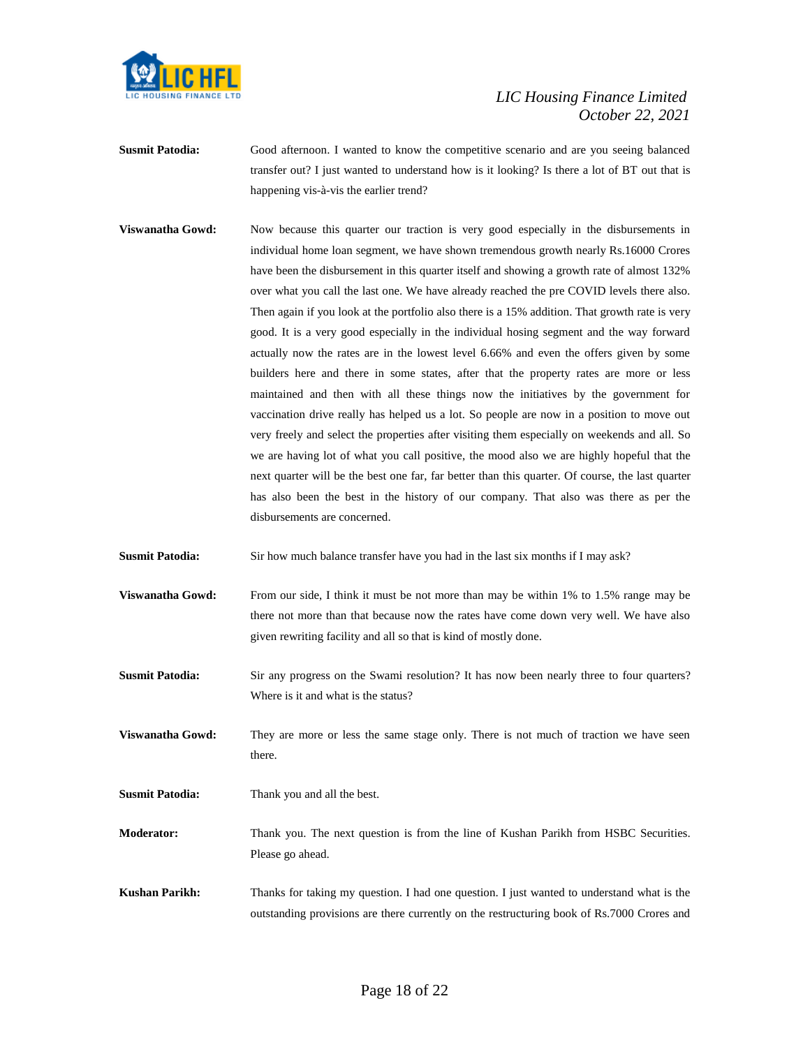**Susmit Patodia:** Good afternoon. I wanted to know the competitive scenario and are you seeing balanced transfer out? I just wanted to understand how is it looking? Is there a lot of BT out that is happening vis-à-vis the earlier trend?

**Viswanatha Gowd:** Now because this quarter our traction is very good especially in the disbursements in individual home loan segment, we have shown tremendous growth nearly Rs.16000 Crores have been the disbursement in this quarter itself and showing a growth rate of almost 132% over what you call the last one. We have already reached the pre COVID levels there also. Then again if you look at the portfolio also there is a 15% addition. That growth rate is very good. It is a very good especially in the individual hosing segment and the way forward actually now the rates are in the lowest level 6.66% and even the offers given by some builders here and there in some states, after that the property rates are more or less maintained and then with all these things now the initiatives by the government for vaccination drive really has helped us a lot. So people are now in a position to move out very freely and select the properties after visiting them especially on weekends and all. So we are having lot of what you call positive, the mood also we are highly hopeful that the next quarter will be the best one far, far better than this quarter. Of course, the last quarter has also been the best in the history of our company. That also was there as per the disbursements are concerned.

**Susmit Patodia:** Sir how much balance transfer have you had in the last six months if I may ask?

**Viswanatha Gowd:** From our side, I think it must be not more than may be within 1% to 1.5% range may be there not more than that because now the rates have come down very well. We have also given rewriting facility and all so that is kind of mostly done.

**Susmit Patodia:** Sir any progress on the Swami resolution? It has now been nearly three to four quarters? Where is it and what is the status?

**Viswanatha Gowd:** They are more or less the same stage only. There is not much of traction we have seen there.

**Susmit Patodia:** Thank you and all the best.

**Moderator:** Thank you. The next question is from the line of Kushan Parikh from HSBC Securities. Please go ahead.

**Kushan Parikh:** Thanks for taking my question. I had one question. I just wanted to understand what is the outstanding provisions are there currently on the restructuring book of Rs.7000 Crores and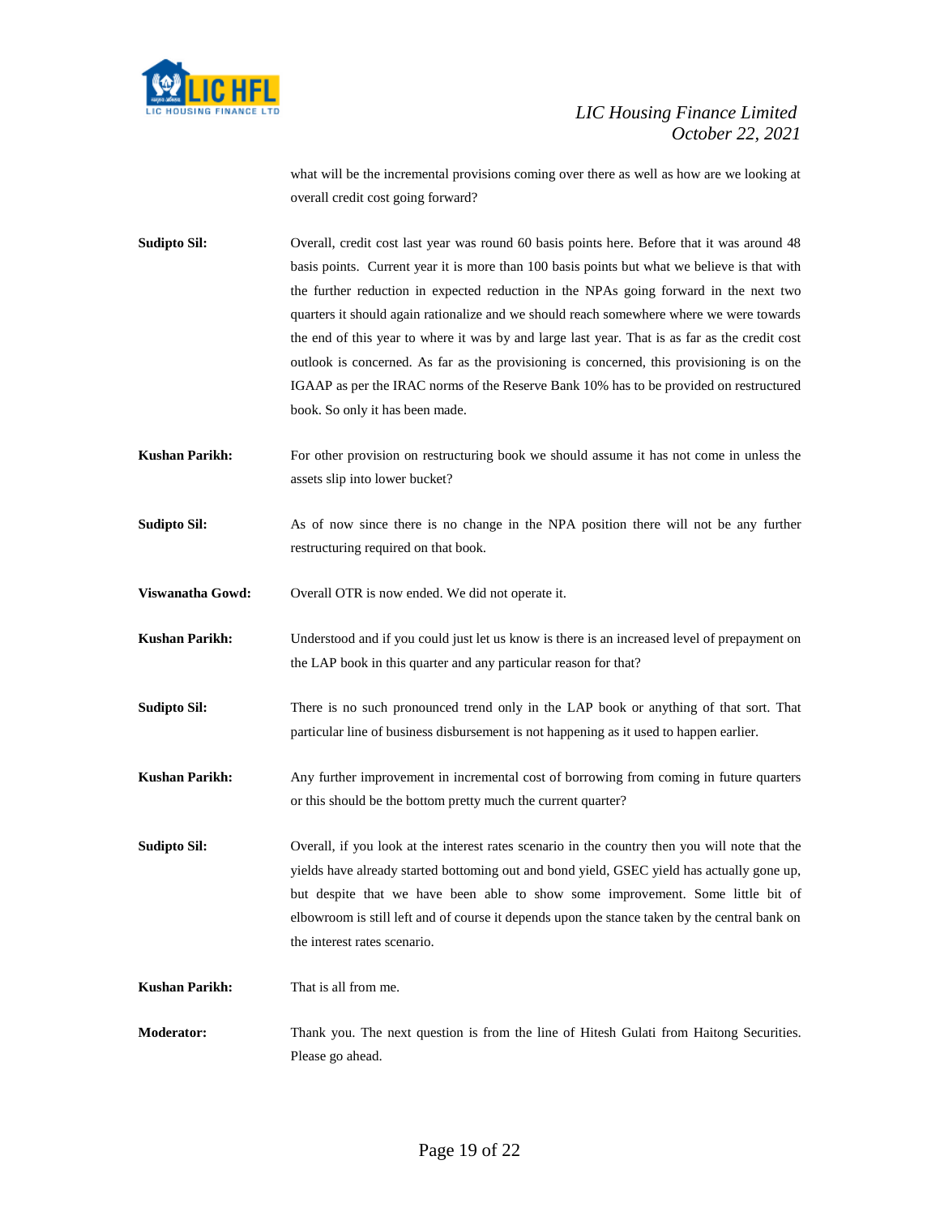what will be the incremental provisions coming over there as well as how are we looking at overall credit cost going forward?

**Sudipto Sil:** Overall, credit cost last year was round 60 basis points here. Before that it was around 48 basis points. Current year it is more than 100 basis points but what we believe is that with the further reduction in expected reduction in the NPAs going forward in the next two quarters it should again rationalize and we should reach somewhere where we were towards the end of this year to where it was by and large last year. That is as far as the credit cost outlook is concerned. As far as the provisioning is concerned, this provisioning is on the IGAAP as per the IRAC norms of the Reserve Bank 10% has to be provided on restructured book. So only it has been made.

**Kushan Parikh:** For other provision on restructuring book we should assume it has not come in unless the assets slip into lower bucket?

**Sudipto Sil:** As of now since there is no change in the NPA position there will not be any further restructuring required on that book.

**Viswanatha Gowd:** Overall OTR is now ended. We did not operate it.

**Kushan Parikh:** Understood and if you could just let us know is there is an increased level of prepayment on the LAP book in this quarter and any particular reason for that?

**Sudipto Sil:** There is no such pronounced trend only in the LAP book or anything of that sort. That particular line of business disbursement is not happening as it used to happen earlier.

**Kushan Parikh:** Any further improvement in incremental cost of borrowing from coming in future quarters or this should be the bottom pretty much the current quarter?

**Sudipto Sil:** Overall, if you look at the interest rates scenario in the country then you will note that the yields have already started bottoming out and bond yield, GSEC yield has actually gone up, but despite that we have been able to show some improvement. Some little bit of elbowroom is still left and of course it depends upon the stance taken by the central bank on the interest rates scenario.

**Kushan Parikh:** That is all from me.

**Moderator:** Thank you. The next question is from the line of Hitesh Gulati from Haitong Securities. Please go ahead.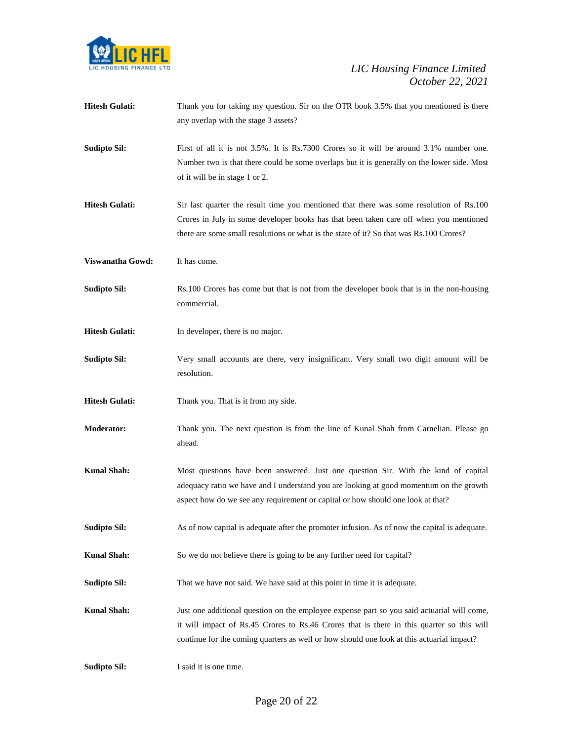**Hitesh Gulati:** Thank you for taking my question. Sir on the OTR book 3.5% that you mentioned is there any overlap with the stage 3 assets?

**Sudipto Sil:** First of all it is not 3.5%. It is Rs.7300 Crores so it will be around 3.1% number one. Number two is that there could be some overlaps but it is generally on the lower side. Most of it will be in stage 1 or 2.

**Hitesh Gulati:** Sir last quarter the result time you mentioned that there was some resolution of Rs.100 Crores in July in some developer books has that been taken care off when you mentioned there are some small resolutions or what is the state of it? So that was Rs.100 Crores?

**Viswanatha Gowd:** It has come.

**Sudipto Sil:** Rs.100 Crores has come but that is not from the developer book that is in the non-housing commercial.

**Hitesh Gulati:** In developer, there is no major.

**Sudipto Sil:** Very small accounts are there, very insignificant. Very small two digit amount will be resolution.

**Hitesh Gulati:** Thank you. That is it from my side.

**Moderator:** Thank you. The next question is from the line of Kunal Shah from Carnelian. Please go ahead.

**Kunal Shah:** Most questions have been answered. Just one question Sir. With the kind of capital adequacy ratio we have and I understand you are looking at good momentum on the growth aspect how do we see any requirement or capital or how should one look at that?

**Sudipto Sil:** As of now capital is adequate after the promoter infusion. As of now the capital is adequate.

**Kunal Shah:** So we do not believe there is going to be any further need for capital?

**Sudipto Sil:** That we have not said. We have said at this point in time it is adequate.

**Kunal Shah:** Just one additional question on the employee expense part so you said actuarial will come, it will impact of Rs.45 Crores to Rs.46 Crores that is there in this quarter so this will continue for the coming quarters as well or how should one look at this actuarial impact?

**Sudipto Sil:** I said it is one time.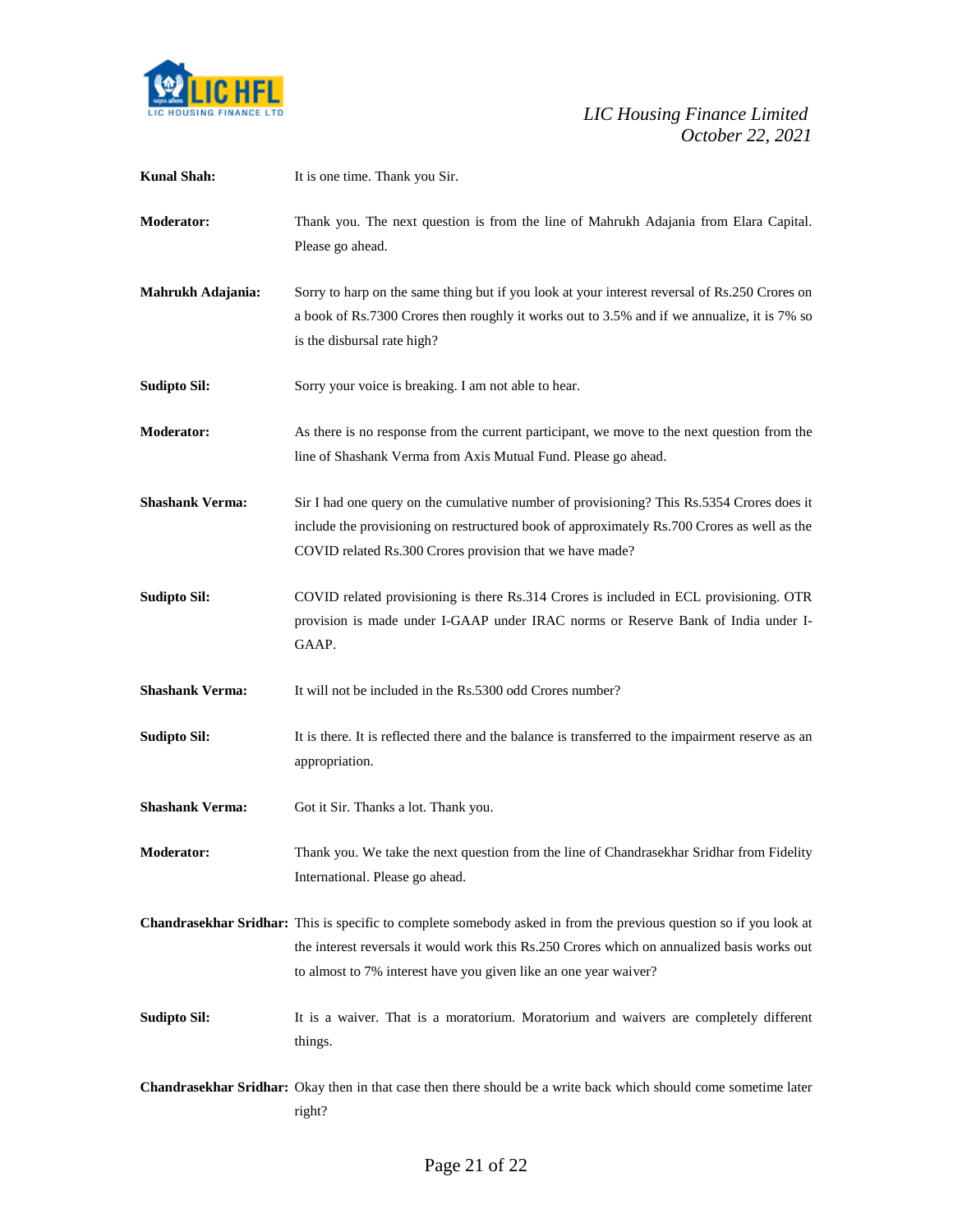**Kunal Shah:** It is one time. Thank you Sir.

**Moderator:** Thank you. The next question is from the line of Mahrukh Adajania from Elara Capital. Please go ahead.

**Mahrukh Adajania:** Sorry to harp on the same thing but if you look at your interest reversal of Rs.250 Crores on a book of Rs.7300 Crores then roughly it works out to 3.5% and if we annualize, it is 7% so is the disbursal rate high?

**Sudipto Sil:** Sorry your voice is breaking. I am not able to hear.

**Moderator:** As there is no response from the current participant, we move to the next question from the line of Shashank Verma from Axis Mutual Fund. Please go ahead.

**Shashank Verma:** Sir I had one query on the cumulative number of provisioning? This Rs.5354 Crores does it include the provisioning on restructured book of approximately Rs.700 Crores as well as the COVID related Rs.300 Crores provision that we have made?

**Sudipto Sil:** COVID related provisioning is there Rs.314 Crores is included in ECL provisioning. OTR provision is made under I-GAAP under IRAC norms or Reserve Bank of India under I-GAAP.

**Shashank Verma:** It will not be included in the Rs.5300 odd Crores number?

**Sudipto Sil:** It is there. It is reflected there and the balance is transferred to the impairment reserve as an appropriation.

**Shashank Verma:** Got it Sir. Thanks a lot. Thank you.

**Moderator:** Thank you. We take the next question from the line of Chandrasekhar Sridhar from Fidelity International. Please go ahead.

**Chandrasekhar Sridhar:** This is specific to complete somebody asked in from the previous question so if you look at the interest reversals it would work this Rs.250 Crores which on annualized basis works out to almost to 7% interest have you given like an one year waiver?

**Sudipto Sil:** It is a waiver. That is a moratorium. Moratorium and waivers are completely different things.

**Chandrasekhar Sridhar:** Okay then in that case then there should be a write back which should come sometime later right?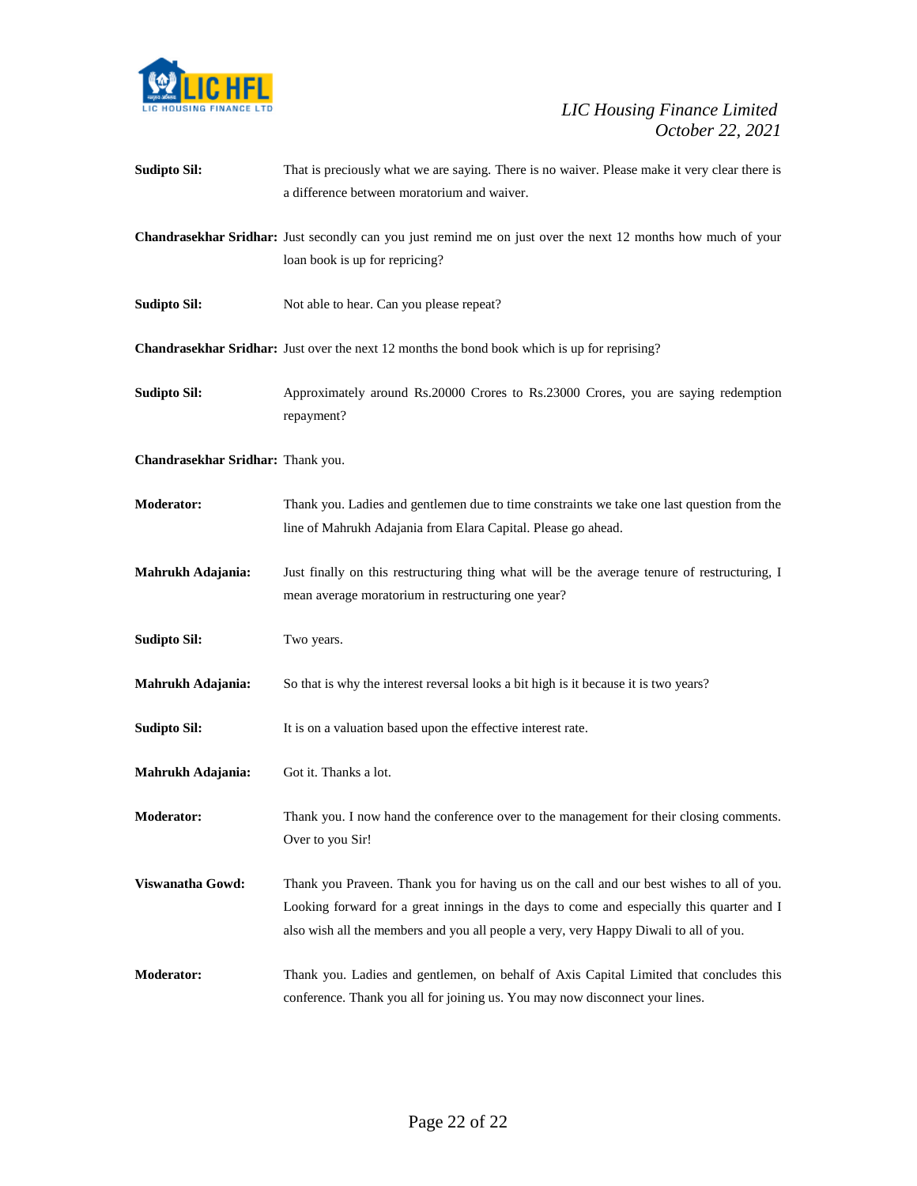**Sudipto Sil:** That is preciously what we are saying. There is no waiver. Please make it very clear there is a difference between moratorium and waiver.

**Chandrasekhar Sridhar:** Just secondly can you just remind me on just over the next 12 months how much of your loan book is up for repricing?

**Sudipto Sil:** Not able to hear. Can you please repeat?

**Chandrasekhar Sridhar:** Just over the next 12 months the bond book which is up for reprising?

**Sudipto Sil:** Approximately around Rs.20000 Crores to Rs.23000 Crores, you are saying redemption repayment?

**Chandrasekhar Sridhar:** Thank you.

**Moderator:** Thank you. Ladies and gentlemen due to time constraints we take one last question from the line of Mahrukh Adajania from Elara Capital. Please go ahead.

**Mahrukh Adajania:** Just finally on this restructuring thing what will be the average tenure of restructuring, I mean average moratorium in restructuring one year?

**Sudipto Sil:** Two years.

**Mahrukh Adajania:** So that is why the interest reversal looks a bit high is it because it is two years?

**Sudipto Sil:** It is on a valuation based upon the effective interest rate.

**Mahrukh Adajania:** Got it. Thanks a lot.

**Moderator:** Thank you. I now hand the conference over to the management for their closing comments. Over to you Sir!

**Viswanatha Gowd:** Thank you Praveen. Thank you for having us on the call and our best wishes to all of you. Looking forward for a great innings in the days to come and especially this quarter and I also wish all the members and you all people a very, very Happy Diwali to all of you.

**Moderator:** Thank you. Ladies and gentlemen, on behalf of Axis Capital Limited that concludes this conference. Thank you all for joining us. You may now disconnect your lines.